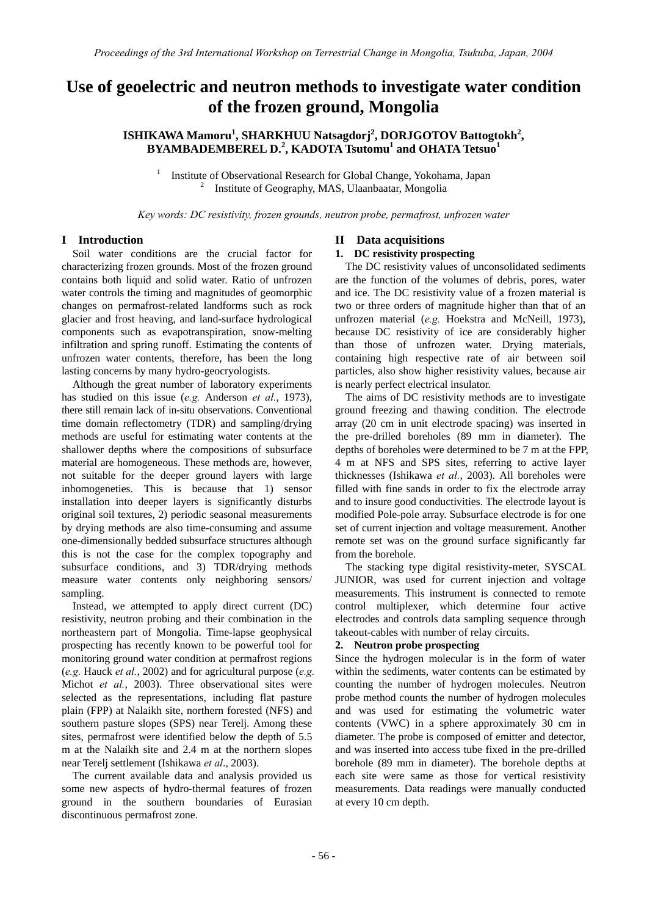# Use of geoelectric and neutron methods to investigate water condition of the frozen ground, Mongolia

**ISHIKAWA Mamoru[1], SHARKHUU Natsagdorj[2], DORJGOTOV Battogtokh[2], BYAMBADEMBEREL D.[2], KADOTA Tsutomu[1] and OHATA Tetsuo[1]**

[1] Institute of Observational Research for Global Change, Yokohama, Japan
[2] Institute of Geography, MAS, Ulaanbaatar, Mongolia

*Key words: DC resistivity, frozen grounds, neutron probe, permafrost, unfrozen water*

## I Introduction

Soil water conditions are the crucial factor for characterizing frozen grounds. Most of the frozen ground contains both liquid and solid water. Ratio of unfrozen water controls the timing and magnitudes of geomorphic changes on permafrost-related landforms such as rock glacier and frost heaving, and land-surface hydrological components such as evapotranspiration, snow-melting infiltration and spring runoff. Estimating the contents of unfrozen water contents, therefore, has been the long lasting concerns by many hydro-geocryologists.

Although the great number of laboratory experiments has studied on this issue (*e.g.* Anderson *et al.*, 1973), there still remain lack of in-situ observations. Conventional time domain reflectometry (TDR) and sampling/drying methods are useful for estimating water contents at the shallower depths where the compositions of subsurface material are homogeneous. These methods are, however, not suitable for the deeper ground layers with large inhomogeneties. This is because that 1) sensor installation into deeper layers is significantly disturbs original soil textures, 2) periodic seasonal measurements by drying methods are also time-consuming and assume one-dimensionally bedded subsurface structures although this is not the case for the complex topography and subsurface conditions, and 3) TDR/drying methods measure water contents only neighboring sensors/ sampling.

Instead, we attempted to apply direct current (DC) resistivity, neutron probing and their combination in the northeastern part of Mongolia. Time-lapse geophysical prospecting has recently known to be powerful tool for monitoring ground water condition at permafrost regions (*e.g.* Hauck *et al.*, 2002) and for agricultural purpose (*e.g.* Michot *et al.*, 2003). Three observational sites were selected as the representations, including flat pasture plain (FPP) at Nalaikh site, northern forested (NFS) and southern pasture slopes (SPS) near Terelj. Among these sites, permafrost were identified below the depth of 5.5 m at the Nalaikh site and 2.4 m at the northern slopes near Terelj settlement (Ishikawa *et al*., 2003).

The current available data and analysis provided us some new aspects of hydro-thermal features of frozen ground in the southern boundaries of Eurasian discontinuous permafrost zone.

## II Data acquisitions

### 1. DC resistivity prospecting

The DC resistivity values of unconsolidated sediments are the function of the volumes of debris, pores, water and ice. The DC resistivity value of a frozen material is two or three orders of magnitude higher than that of an unfrozen material (*e.g.* Hoekstra and McNeill, 1973), because DC resistivity of ice are considerably higher than those of unfrozen water. Drying materials, containing high respective rate of air between soil particles, also show higher resistivity values, because air is nearly perfect electrical insulator.

The aims of DC resistivity methods are to investigate ground freezing and thawing condition. The electrode array (20 cm in unit electrode spacing) was inserted in the pre-drilled boreholes (89 mm in diameter). The depths of boreholes were determined to be 7 m at the FPP, 4 m at NFS and SPS sites, referring to active layer thicknesses (Ishikawa *et al.*, 2003). All boreholes were filled with fine sands in order to fix the electrode array and to insure good conductivities. The electrode layout is modified Pole-pole array. Subsurface electrode is for one set of current injection and voltage measurement. Another remote set was on the ground surface significantly far from the borehole.

The stacking type digital resistivity-meter, SYSCAL JUNIOR, was used for current injection and voltage measurements. This instrument is connected to remote control multiplexer, which determine four active electrodes and controls data sampling sequence through takeout-cables with number of relay circuits.

### 2. Neutron probe prospecting

Since the hydrogen molecular is in the form of water within the sediments, water contents can be estimated by counting the number of hydrogen molecules. Neutron probe method counts the number of hydrogen molecules and was used for estimating the volumetric water contents (VWC) in a sphere approximately 30 cm in diameter. The probe is composed of emitter and detector, and was inserted into access tube fixed in the pre-drilled borehole (89 mm in diameter). The borehole depths at each site were same as those for vertical resistivity measurements. Data readings were manually conducted at every 10 cm depth.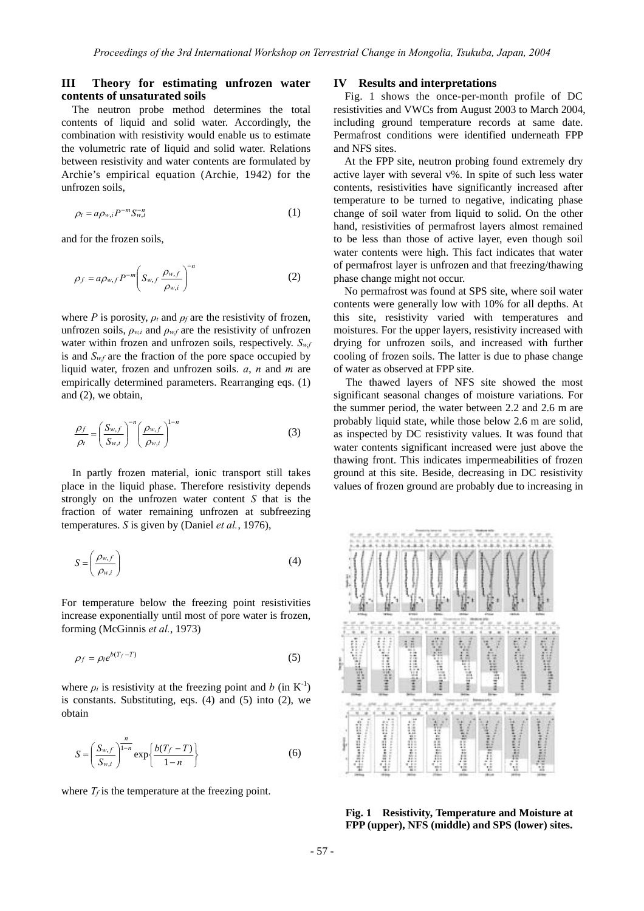## III Theory for estimating unfrozen water contents of unsaturated soils

The neutron probe method determines the total contents of liquid and solid water. Accordingly, the combination with resistivity would enable us to estimate the volumetric rate of liquid and solid water. Relations between resistivity and water contents are formulated by Archie's empirical equation (Archie, 1942) for the unfrozen soils,

$$\rho_t = a\rho_{w,i} P^{-m} S_{w,t}^{-n} \tag{1}$$

and for the frozen soils,

$$\rho_f = a\rho_{w,f} P^{-m} \left( S_{w,f} \frac{\rho_{w,f}}{\rho_{w,i}} \right)^{-n} \tag{2}$$

where $P$ is porosity, $\rho_t$ and $\rho_f$ are the resistivity of frozen, unfrozen soils, $\rho_{w,i}$ and $\rho_{w,f}$ are the resistivity of unfrozen water within frozen and unfrozen soils, respectively. $S_{w,f}$ is and $S_{w,f}$ are the fraction of the pore space occupied by liquid water, frozen and unfrozen soils. $a$, $n$ and $m$ are empirically determined parameters. Rearranging eqs. (1) and (2), we obtain,

$$\frac{\rho_f}{\rho_t} = \left( \frac{S_{w,f}}{S_{w,t}} \right)^{-n} \left( \frac{\rho_{w,f}}{\rho_{w,i}} \right)^{1-n} \tag{3}$$

In partly frozen material, ionic transport still takes place in the liquid phase. Therefore resistivity depends strongly on the unfrozen water content $S$ that is the fraction of water remaining unfrozen at subfreezing temperatures. $S$ is given by (Daniel *et al.*, 1976),

$$S = \left( \frac{\rho_{w,f}}{\rho_{w,i}} \right) \tag{4}$$

For temperature below the freezing point resistivities increase exponentially until most of pore water is frozen, forming (McGinnis *et al.*, 1973)

$$\rho_f = \rho_i e^{b(T_f - T)} \tag{5}$$

where $\rho_i$ is resistivity at the freezing point and $b$ (in $K^{-1}$) is constants. Substituting, eqs. (4) and (5) into (2), we obtain

$$S = \left( \frac{S_{w,f}}{S_{w,t}} \right)^{\frac{n}{1-n}} \exp\left\{ \frac{b(T_f - T)}{1-n} \right\} \tag{6}$$

where $T_f$ is the temperature at the freezing point.

## IV Results and interpretations

Fig. 1 shows the once-per-month profile of DC resistivities and VWCs from August 2003 to March 2004, including ground temperature records at same date. Permafrost conditions were identified underneath FPP and NFS sites.

At the FPP site, neutron probing found extremely dry active layer with several v%. In spite of such less water contents, resistivities have significantly increased after temperature to be turned to negative, indicating phase change of soil water from liquid to solid. On the other hand, resistivities of permafrost layers almost remained to be less than those of active layer, even though soil water contents were high. This fact indicates that water of permafrost layer is unfrozen and that freezing/thawing phase change might not occur.

No permafrost was found at SPS site, where soil water contents were generally low with 10% for all depths. At this site, resistivity varied with temperatures and moistures. For the upper layers, resistivity increased with drying for unfrozen soils, and increased with further cooling of frozen soils. The latter is due to phase change of water as observed at FPP site.

The thawed layers of NFS site showed the most significant seasonal changes of moisture variations. For the summer period, the water between 2.2 and 2.6 m are probably liquid state, while those below 2.6 m are solid, as inspected by DC resistivity values. It was found that water contents significant increased were just above the thawing front. This indicates impermeabilities of frozen ground at this site. Beside, decreasing in DC resistivity values of frozen ground are probably due to increasing in

**Fig. 1 Resistivity, Temperature and Moisture at FPP (upper), NFS (middle) and SPS (lower) sites.**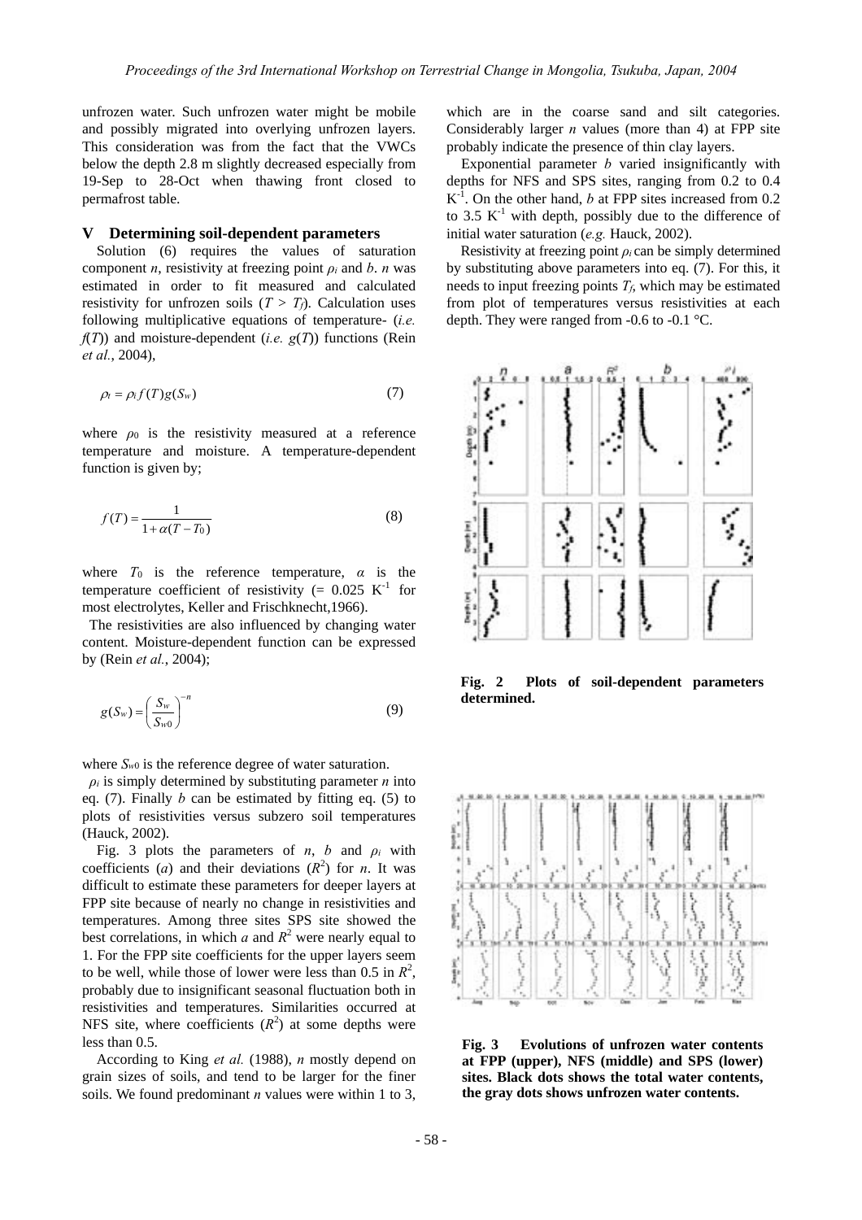unfrozen water. Such unfrozen water might be mobile and possibly migrated into overlying unfrozen layers. This consideration was from the fact that the VWCs below the depth 2.8 m slightly decreased especially from 19-Sep to 28-Oct when thawing front closed to permafrost table.

## V Determining soil-dependent parameters

Solution (6) requires the values of saturation component *n*, resistivity at freezing point $\rho_i$ and *b*. *n* was estimated in order to fit measured and calculated resistivity for unfrozen soils ($T > T_f$). Calculation uses following multiplicative equations of temperature- (*i.e.* $f(T)$) and moisture-dependent (*i.e.* $g(T)$) functions (Rein *et al.*, 2004),

$$\rho_t = \rho_i f(T) g(S_w) \tag{7}$$

where $\rho_0$ is the resistivity measured at a reference temperature and moisture. A temperature-dependent function is given by;

$$f(T) = \frac{1}{1 + \alpha(T - T_0)} \tag{8}$$

where $T_0$ is the reference temperature, $\alpha$ is the temperature coefficient of resistivity (= 0.025 $K^{-1}$ for most electrolytes, Keller and Frischknecht,1966).

The resistivities are also influenced by changing water content. Moisture-dependent function can be expressed by (Rein *et al.*, 2004);

$$g(S_w) = \left(\frac{S_w}{S_{w0}}\right)^{-n} \tag{9}$$

where $S_{w0}$ is the reference degree of water saturation.

$\rho_i$ is simply determined by substituting parameter *n* into eq. (7). Finally *b* can be estimated by fitting eq. (5) to plots of resistivities versus subzero soil temperatures (Hauck, 2002).

Fig. 3 plots the parameters of *n*, *b* and $\rho_i$ with coefficients (*a*) and their deviations ($R^2$) for *n*. It was difficult to estimate these parameters for deeper layers at FPP site because of nearly no change in resistivities and temperatures. Among three sites SPS site showed the best correlations, in which *a* and $R^2$ were nearly equal to 1. For the FPP site coefficients for the upper layers seem to be well, while those of lower were less than 0.5 in $R^2$, probably due to insignificant seasonal fluctuation both in resistivities and temperatures. Similarities occurred at NFS site, where coefficients ($R^2$) at some depths were less than 0.5.

According to King *et al.* (1988), *n* mostly depend on grain sizes of soils, and tend to be larger for the finer soils. We found predominant *n* values were within 1 to 3, which are in the coarse sand and silt categories. Considerably larger *n* values (more than 4) at FPP site probably indicate the presence of thin clay layers.

Exponential parameter *b* varied insignificantly with depths for NFS and SPS sites, ranging from 0.2 to 0.4 $K^{-1}$. On the other hand, *b* at FPP sites increased from 0.2 to 3.5 $K^{-1}$ with depth, possibly due to the difference of initial water saturation (*e.g.* Hauck, 2002).

Resistivity at freezing point $\rho_i$ can be simply determined by substituting above parameters into eq. (7). For this, it needs to input freezing points $T_f$, which may be estimated from plot of temperatures versus resistivities at each depth. They were ranged from -0.6 to -0.1 °C.

**Fig. 2 Plots of soil-dependent parameters determined.**

**Fig. 3 Evolutions of unfrozen water contents at FPP (upper), NFS (middle) and SPS (lower) sites. Black dots shows the total water contents, the gray dots shows unfrozen water contents.**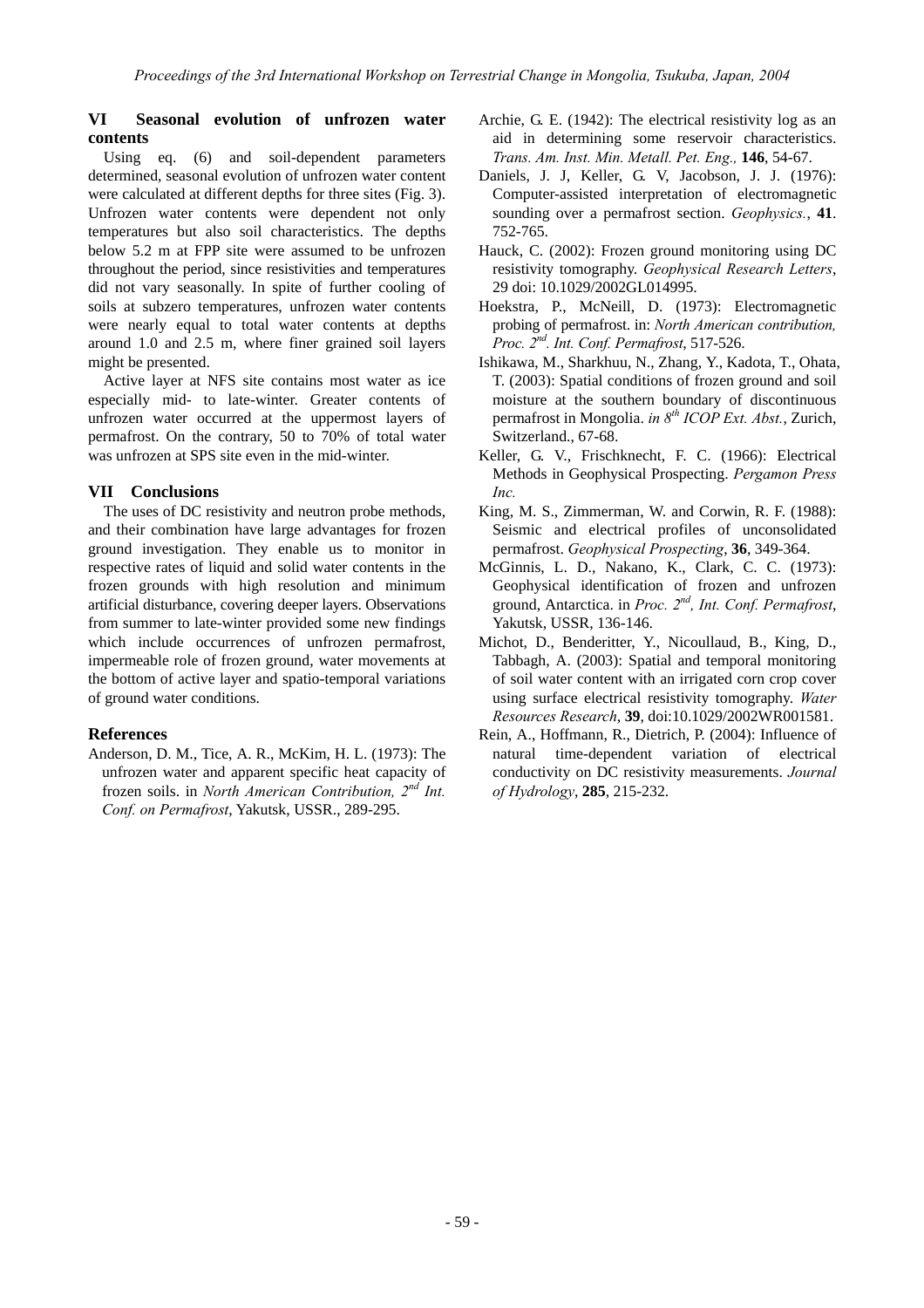## VI Seasonal evolution of unfrozen water contents

Using eq. (6) and soil-dependent parameters determined, seasonal evolution of unfrozen water content were calculated at different depths for three sites (Fig. 3). Unfrozen water contents were dependent not only temperatures but also soil characteristics. The depths below 5.2 m at FPP site were assumed to be unfrozen throughout the period, since resistivities and temperatures did not vary seasonally. In spite of further cooling of soils at subzero temperatures, unfrozen water contents were nearly equal to total water contents at depths around 1.0 and 2.5 m, where finer grained soil layers might be presented.

Active layer at NFS site contains most water as ice especially mid- to late-winter. Greater contents of unfrozen water occurred at the uppermost layers of permafrost. On the contrary, 50 to 70% of total water was unfrozen at SPS site even in the mid-winter.

## VII Conclusions

The uses of DC resistivity and neutron probe methods, and their combination have large advantages for frozen ground investigation. They enable us to monitor in respective rates of liquid and solid water contents in the frozen grounds with high resolution and minimum artificial disturbance, covering deeper layers. Observations from summer to late-winter provided some new findings which include occurrences of unfrozen permafrost, impermeable role of frozen ground, water movements at the bottom of active layer and spatio-temporal variations of ground water conditions.

## References

Anderson, D. M., Tice, A. R., McKim, H. L. (1973): The unfrozen water and apparent specific heat capacity of frozen soils. in *North American Contribution, 2nd Int. Conf. on Permafrost*, Yakutsk, USSR., 289-295.

Archie, G. E. (1942): The electrical resistivity log as an aid in determining some reservoir characteristics. *Trans. Am. Inst. Min. Metall. Pet. Eng.,* **146**, 54-67.

Daniels, J. J, Keller, G. V, Jacobson, J. J. (1976): Computer-assisted interpretation of electromagnetic sounding over a permafrost section. *Geophysics.*, **41**. 752-765.

Hauck, C. (2002): Frozen ground monitoring using DC resistivity tomography. *Geophysical Research Letters*, 29 doi: 10.1029/2002GL014995.

Hoekstra, P., McNeill, D. (1973): Electromagnetic probing of permafrost. in: *North American contribution, Proc. 2nd. Int. Conf. Permafrost*, 517-526.

Ishikawa, M., Sharkhuu, N., Zhang, Y., Kadota, T., Ohata, T. (2003): Spatial conditions of frozen ground and soil moisture at the southern boundary of discontinuous permafrost in Mongolia. *in 8th ICOP Ext. Abst.*, Zurich, Switzerland., 67-68.

Keller, G. V., Frischknecht, F. C. (1966): Electrical Methods in Geophysical Prospecting. *Pergamon Press Inc.*

King, M. S., Zimmerman, W. and Corwin, R. F. (1988): Seismic and electrical profiles of unconsolidated permafrost. *Geophysical Prospecting*, **36**, 349-364.

McGinnis, L. D., Nakano, K., Clark, C. C. (1973): Geophysical identification of frozen and unfrozen ground, Antarctica. in *Proc. 2nd, Int. Conf. Permafrost*, Yakutsk, USSR, 136-146.

Michot, D., Benderitter, Y., Nicoullaud, B., King, D., Tabbagh, A. (2003): Spatial and temporal monitoring of soil water content with an irrigated corn crop cover using surface electrical resistivity tomography. *Water Resources Research*, **39**, doi:10.1029/2002WR001581.

Rein, A., Hoffmann, R., Dietrich, P. (2004): Influence of natural time-dependent variation of electrical conductivity on DC resistivity measurements. *Journal of Hydrology*, **285**, 215-232.